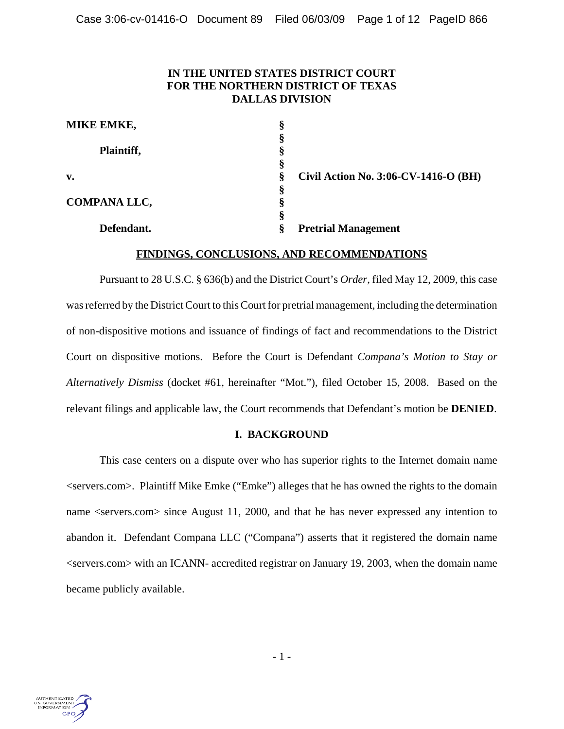**IN THE UNITED STATES DISTRICT COURT
FOR THE NORTHERN DISTRICT OF TEXAS
DALLAS DIVISION**

| | | |
|---|---|---|
| **MIKE EMKE,** | § | |
| | § | |
| **Plaintiff,** | § | |
| | § | |
| **v.** | § | **Civil Action No. 3:06-CV-1416-O (BH)** |
| | § | |
| **COMPANA LLC,** | § | |
| | § | |
| **Defendant.** | § | **Pretrial Management** |

## FINDINGS, CONCLUSIONS, AND RECOMMENDATIONS

Pursuant to 28 U.S.C. § 636(b) and the District Court's *Order*, filed May 12, 2009, this case was referred by the District Court to this Court for pretrial management, including the determination of non-dispositive motions and issuance of findings of fact and recommendations to the District Court on dispositive motions. Before the Court is Defendant *Compana's Motion to Stay or Alternatively Dismiss* (docket #61, hereinafter "Mot."), filed October 15, 2008. Based on the relevant filings and applicable law, the Court recommends that Defendant's motion be **DENIED**.

## I. BACKGROUND

This case centers on a dispute over who has superior rights to the Internet domain name <servers.com>. Plaintiff Mike Emke ("Emke") alleges that he has owned the rights to the domain name <servers.com> since August 11, 2000, and that he has never expressed any intention to abandon it. Defendant Compana LLC ("Compana") asserts that it registered the domain name <servers.com> with an ICANN- accredited registrar on January 19, 2003, when the domain name became publicly available.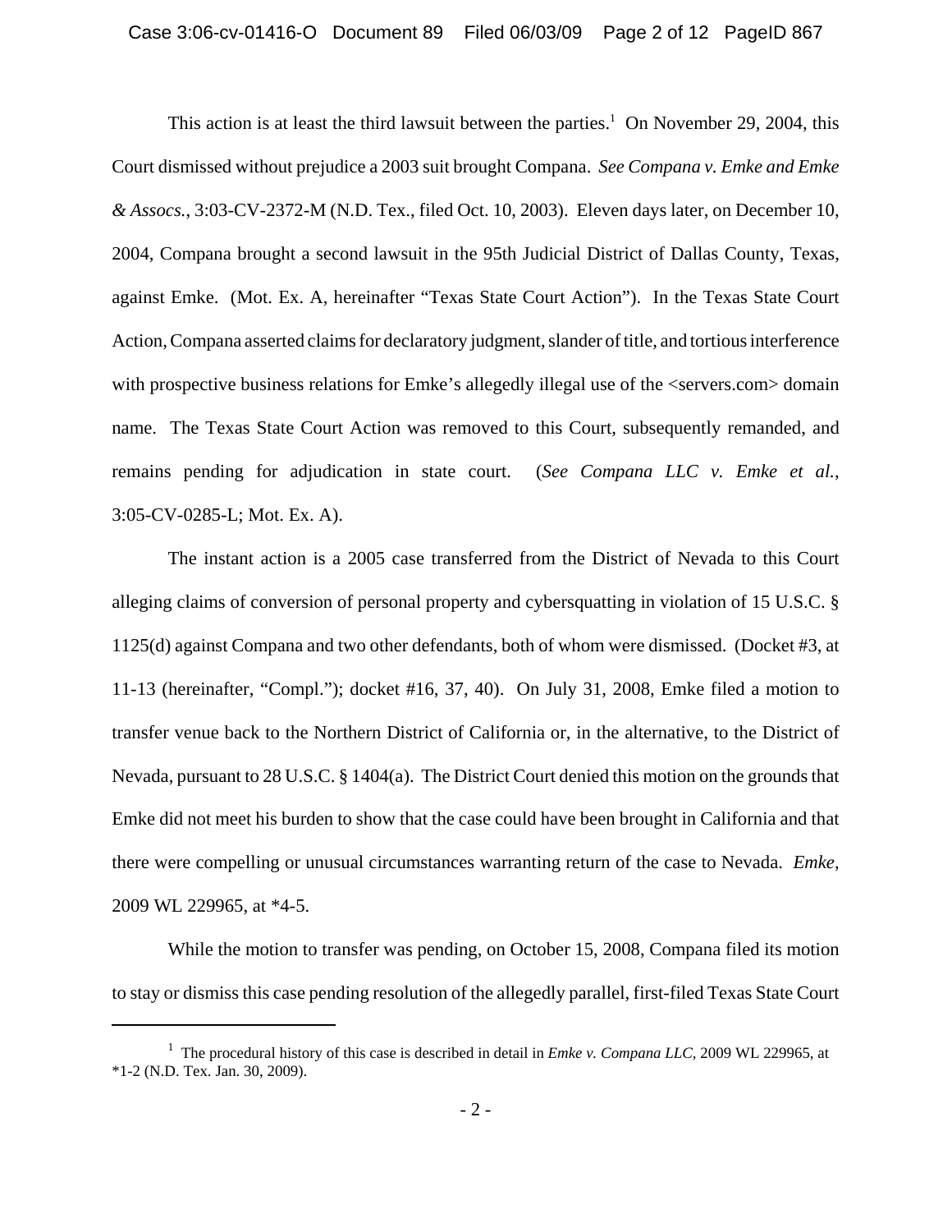This action is at least the third lawsuit between the parties.[1] On November 29, 2004, this Court dismissed without prejudice a 2003 suit brought Compana. *See Compana v. Emke and Emke & Assocs.*, 3:03-CV-2372-M (N.D. Tex., filed Oct. 10, 2003). Eleven days later, on December 10, 2004, Compana brought a second lawsuit in the 95th Judicial District of Dallas County, Texas, against Emke. (Mot. Ex. A, hereinafter "Texas State Court Action"). In the Texas State Court Action, Compana asserted claims for declaratory judgment, slander of title, and tortious interference with prospective business relations for Emke's allegedly illegal use of the <servers.com> domain name. The Texas State Court Action was removed to this Court, subsequently remanded, and remains pending for adjudication in state court. (*See Compana LLC v. Emke et al.*, 3:05-CV-0285-L; Mot. Ex. A).

The instant action is a 2005 case transferred from the District of Nevada to this Court alleging claims of conversion of personal property and cybersquatting in violation of 15 U.S.C. § 1125(d) against Compana and two other defendants, both of whom were dismissed. (Docket #3, at 11-13 (hereinafter, "Compl."); docket #16, 37, 40). On July 31, 2008, Emke filed a motion to transfer venue back to the Northern District of California or, in the alternative, to the District of Nevada, pursuant to 28 U.S.C. § 1404(a). The District Court denied this motion on the grounds that Emke did not meet his burden to show that the case could have been brought in California and that there were compelling or unusual circumstances warranting return of the case to Nevada. *Emke*, 2009 WL 229965, at *4-5.

While the motion to transfer was pending, on October 15, 2008, Compana filed its motion to stay or dismiss this case pending resolution of the allegedly parallel, first-filed Texas State Court

---

[1] The procedural history of this case is described in detail in *Emke v. Compana LLC*, 2009 WL 229965, at *1-2 (N.D. Tex. Jan. 30, 2009).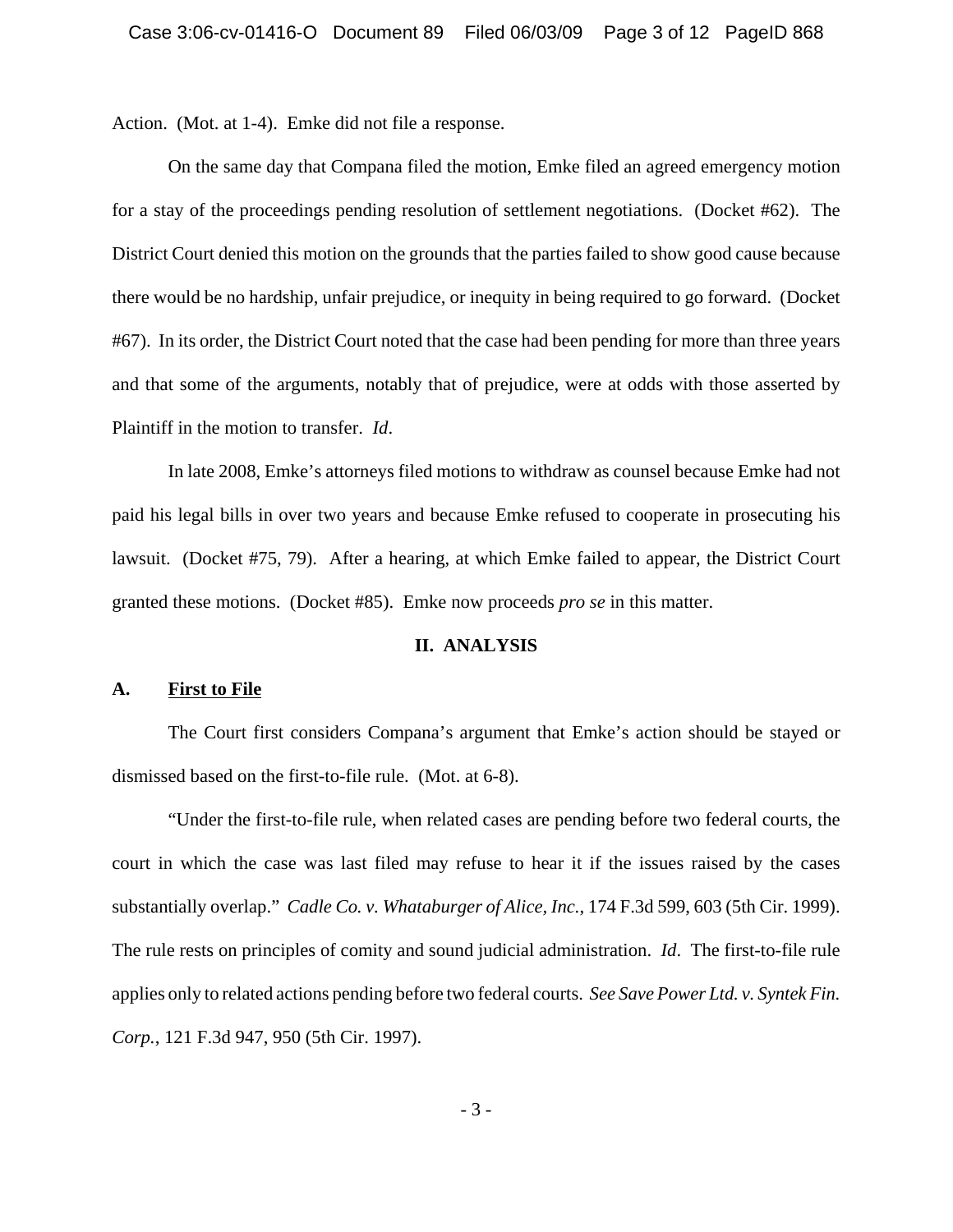Action. (Mot. at 1-4). Emke did not file a response.

On the same day that Compana filed the motion, Emke filed an agreed emergency motion for a stay of the proceedings pending resolution of settlement negotiations. (Docket #62). The District Court denied this motion on the grounds that the parties failed to show good cause because there would be no hardship, unfair prejudice, or inequity in being required to go forward. (Docket #67). In its order, the District Court noted that the case had been pending for more than three years and that some of the arguments, notably that of prejudice, were at odds with those asserted by Plaintiff in the motion to transfer. *Id*.

In late 2008, Emke's attorneys filed motions to withdraw as counsel because Emke had not paid his legal bills in over two years and because Emke refused to cooperate in prosecuting his lawsuit. (Docket #75, 79). After a hearing, at which Emke failed to appear, the District Court granted these motions. (Docket #85). Emke now proceeds *pro se* in this matter.

## II. ANALYSIS

### A. First to File

The Court first considers Compana's argument that Emke's action should be stayed or dismissed based on the first-to-file rule. (Mot. at 6-8).

"Under the first-to-file rule, when related cases are pending before two federal courts, the court in which the case was last filed may refuse to hear it if the issues raised by the cases substantially overlap." *Cadle Co. v. Whataburger of Alice, Inc.*, 174 F.3d 599, 603 (5th Cir. 1999). The rule rests on principles of comity and sound judicial administration. *Id*. The first-to-file rule applies only to related actions pending before two federal courts. *See Save Power Ltd. v. Syntek Fin. Corp.*, 121 F.3d 947, 950 (5th Cir. 1997).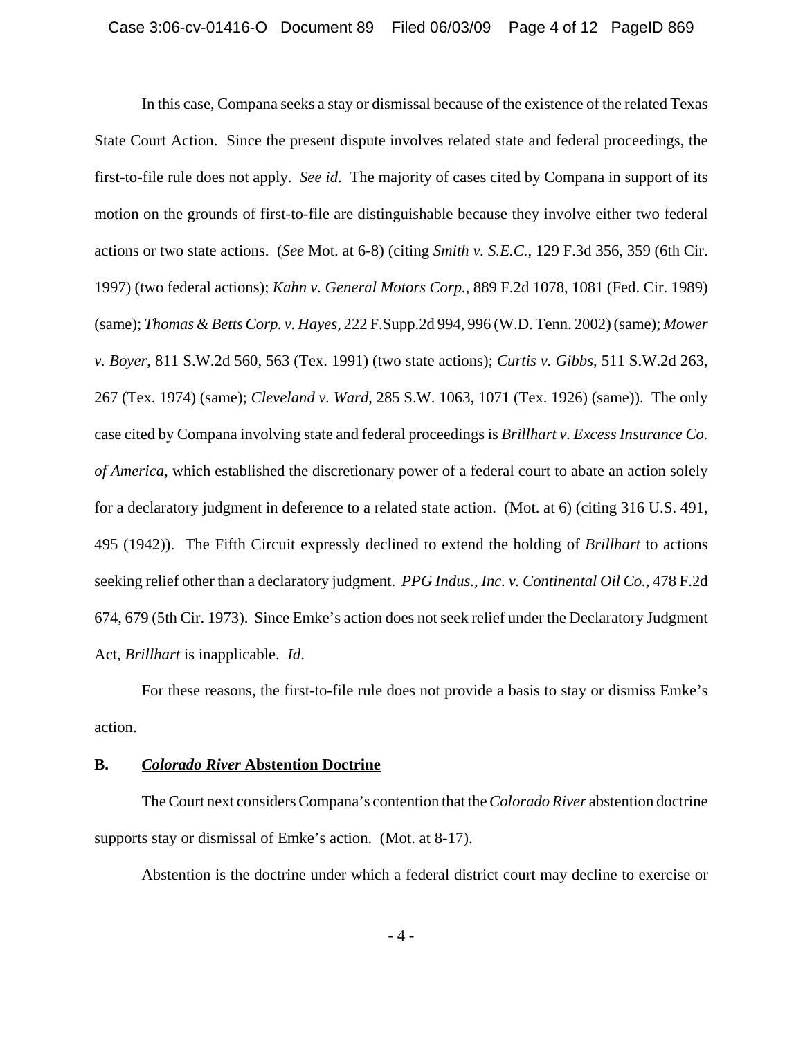In this case, Compana seeks a stay or dismissal because of the existence of the related Texas State Court Action. Since the present dispute involves related state and federal proceedings, the first-to-file rule does not apply. *See id.* The majority of cases cited by Compana in support of its motion on the grounds of first-to-file are distinguishable because they involve either two federal actions or two state actions. (*See* Mot. at 6-8) (citing *Smith v. S.E.C.*, 129 F.3d 356, 359 (6th Cir. 1997) (two federal actions); *Kahn v. General Motors Corp.*, 889 F.2d 1078, 1081 (Fed. Cir. 1989) (same); *Thomas & Betts Corp. v. Hayes*, 222 F.Supp.2d 994, 996 (W.D. Tenn. 2002) (same); *Mower v. Boyer*, 811 S.W.2d 560, 563 (Tex. 1991) (two state actions); *Curtis v. Gibbs*, 511 S.W.2d 263, 267 (Tex. 1974) (same); *Cleveland v. Ward*, 285 S.W. 1063, 1071 (Tex. 1926) (same)). The only case cited by Compana involving state and federal proceedings is *Brillhart v. Excess Insurance Co. of America*, which established the discretionary power of a federal court to abate an action solely for a declaratory judgment in deference to a related state action. (Mot. at 6) (citing 316 U.S. 491, 495 (1942)). The Fifth Circuit expressly declined to extend the holding of *Brillhart* to actions seeking relief other than a declaratory judgment. *PPG Indus., Inc. v. Continental Oil Co.*, 478 F.2d 674, 679 (5th Cir. 1973). Since Emke's action does not seek relief under the Declaratory Judgment Act, *Brillhart* is inapplicable. *Id*.

For these reasons, the first-to-file rule does not provide a basis to stay or dismiss Emke's action.

### B. *Colorado River* Abstention Doctrine

The Court next considers Compana's contention that the *Colorado River* abstention doctrine supports stay or dismissal of Emke's action. (Mot. at 8-17).

Abstention is the doctrine under which a federal district court may decline to exercise or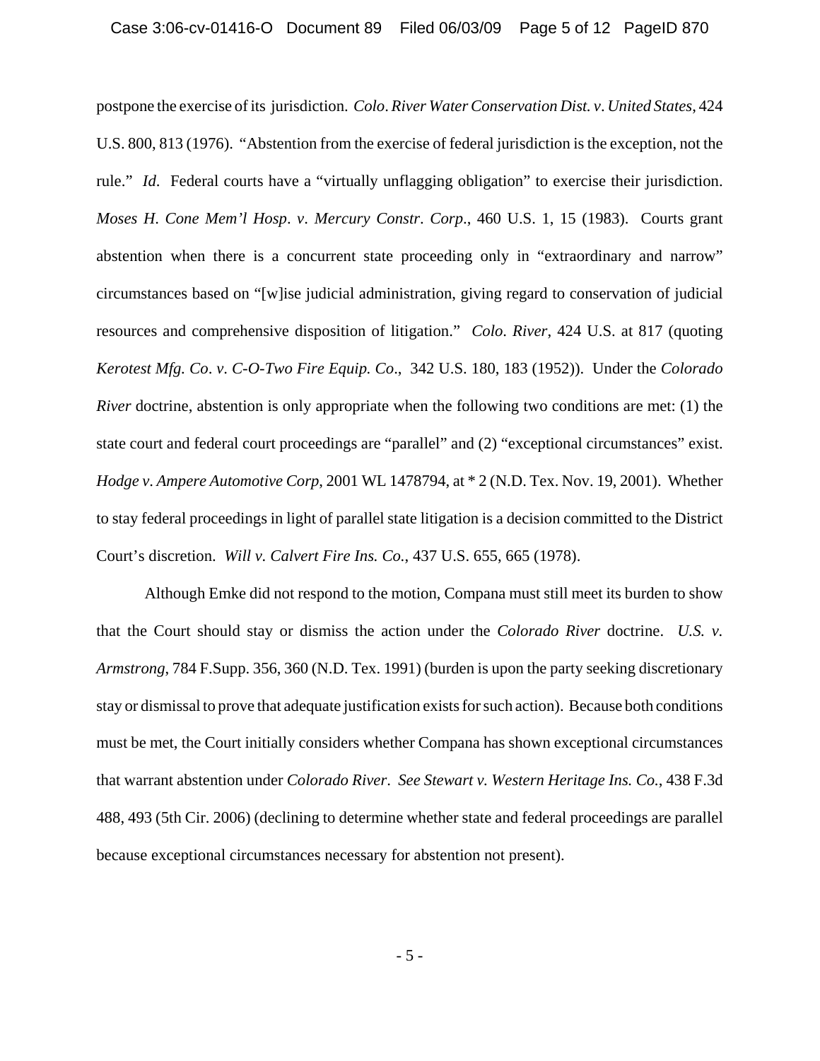postpone the exercise of its jurisdiction. *Colo. River Water Conservation Dist. v. United States*, 424 U.S. 800, 813 (1976). "Abstention from the exercise of federal jurisdiction is the exception, not the rule." *Id*. Federal courts have a "virtually unflagging obligation" to exercise their jurisdiction. *Moses H. Cone Mem'l Hosp. v. Mercury Constr. Corp*., 460 U.S. 1, 15 (1983). Courts grant abstention when there is a concurrent state proceeding only in "extraordinary and narrow" circumstances based on "[w]ise judicial administration, giving regard to conservation of judicial resources and comprehensive disposition of litigation." *Colo. River*, 424 U.S. at 817 (quoting *Kerotest Mfg. Co. v. C-O-Two Fire Equip. Co*., 342 U.S. 180, 183 (1952)). Under the *Colorado River* doctrine, abstention is only appropriate when the following two conditions are met: (1) the state court and federal court proceedings are "parallel" and (2) "exceptional circumstances" exist. *Hodge v. Ampere Automotive Corp*, 2001 WL 1478794, at * 2 (N.D. Tex. Nov. 19, 2001). Whether to stay federal proceedings in light of parallel state litigation is a decision committed to the District Court's discretion. *Will v. Calvert Fire Ins. Co.*, 437 U.S. 655, 665 (1978).

Although Emke did not respond to the motion, Compana must still meet its burden to show that the Court should stay or dismiss the action under the *Colorado River* doctrine. *U.S. v. Armstrong*, 784 F.Supp. 356, 360 (N.D. Tex. 1991) (burden is upon the party seeking discretionary stay or dismissal to prove that adequate justification exists for such action). Because both conditions must be met, the Court initially considers whether Compana has shown exceptional circumstances that warrant abstention under *Colorado River*. *See Stewart v. Western Heritage Ins. Co.*, 438 F.3d 488, 493 (5th Cir. 2006) (declining to determine whether state and federal proceedings are parallel because exceptional circumstances necessary for abstention not present).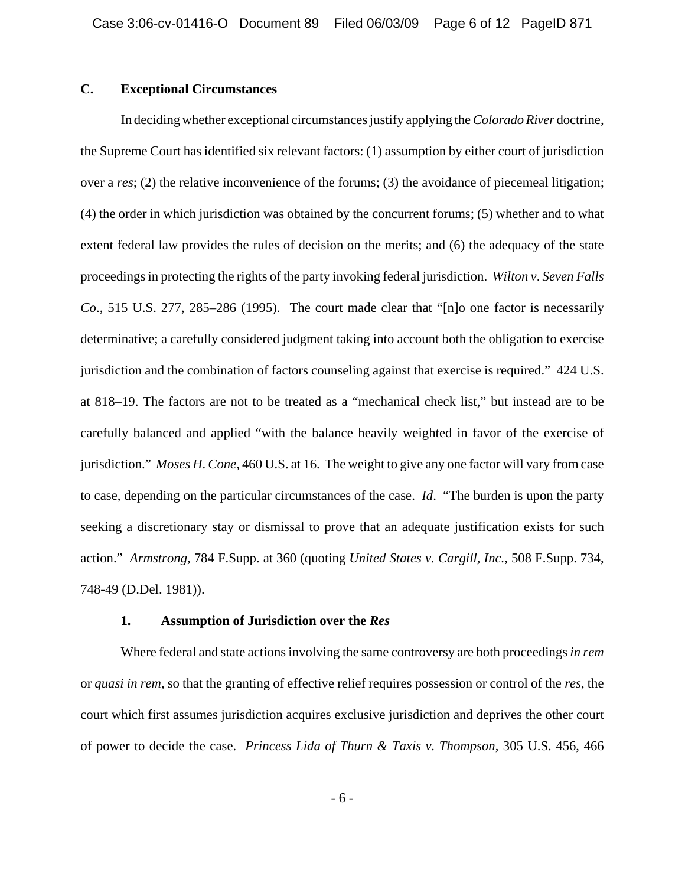### C. **Exceptional Circumstances**

In deciding whether exceptional circumstances justify applying the *Colorado River* doctrine, the Supreme Court has identified six relevant factors: (1) assumption by either court of jurisdiction over a *res*; (2) the relative inconvenience of the forums; (3) the avoidance of piecemeal litigation; (4) the order in which jurisdiction was obtained by the concurrent forums; (5) whether and to what extent federal law provides the rules of decision on the merits; and (6) the adequacy of the state proceedings in protecting the rights of the party invoking federal jurisdiction. *Wilton v. Seven Falls Co*., 515 U.S. 277, 285–286 (1995). The court made clear that "[n]o one factor is necessarily determinative; a carefully considered judgment taking into account both the obligation to exercise jurisdiction and the combination of factors counseling against that exercise is required." 424 U.S. at 818–19. The factors are not to be treated as a "mechanical check list," but instead are to be carefully balanced and applied "with the balance heavily weighted in favor of the exercise of jurisdiction." *Moses H. Cone*, 460 U.S. at 16. The weight to give any one factor will vary from case to case, depending on the particular circumstances of the case. *Id*. "The burden is upon the party seeking a discretionary stay or dismissal to prove that an adequate justification exists for such action." *Armstrong*, 784 F.Supp. at 360 (quoting *United States v. Cargill, Inc.*, 508 F.Supp. 734, 748-49 (D.Del. 1981)).

#### 1. Assumption of Jurisdiction over the *Res*

Where federal and state actions involving the same controversy are both proceedings *in rem* or *quasi in rem*, so that the granting of effective relief requires possession or control of the *res*, the court which first assumes jurisdiction acquires exclusive jurisdiction and deprives the other court of power to decide the case. *Princess Lida of Thurn & Taxis v. Thompson*, 305 U.S. 456, 466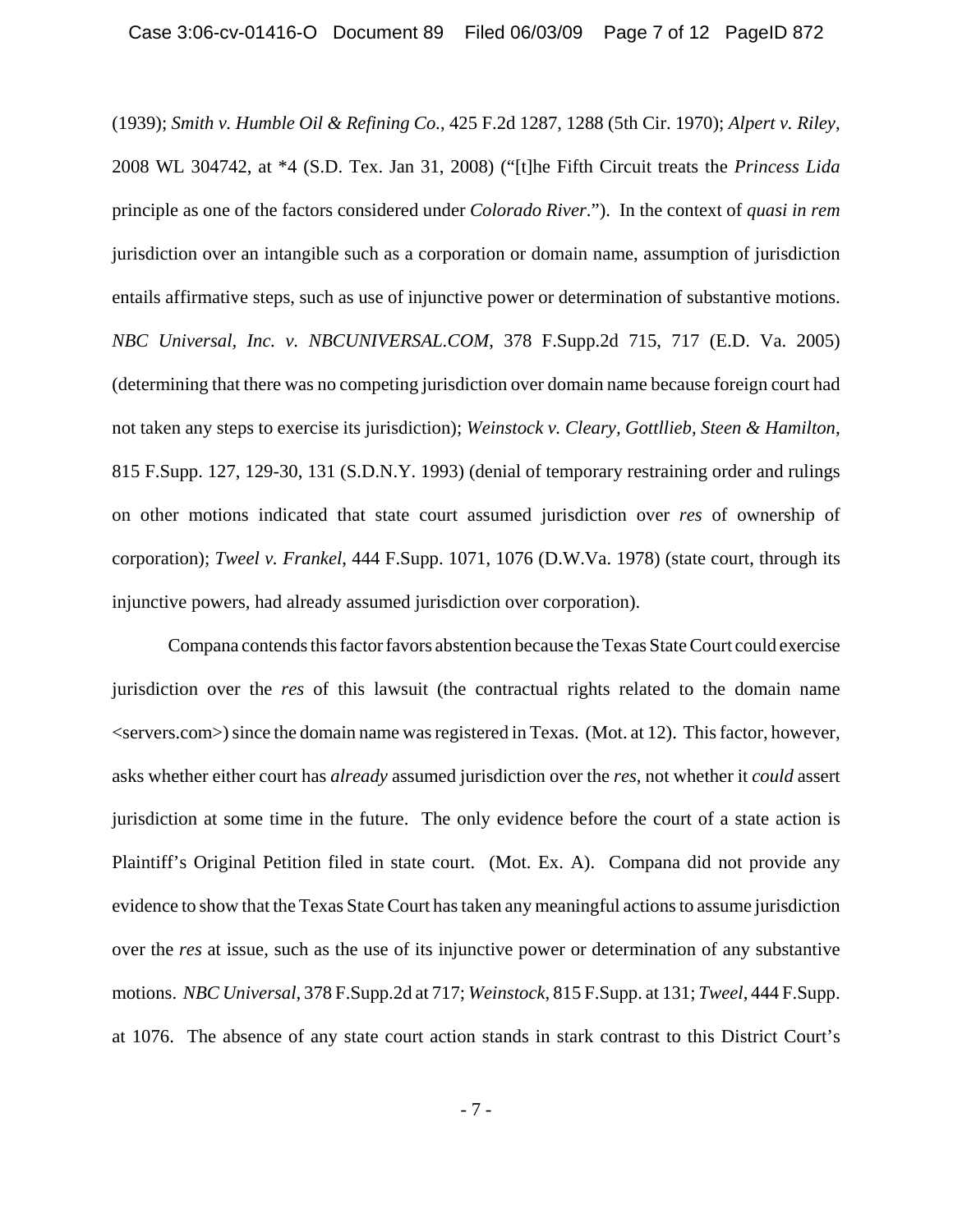(1939); *Smith v. Humble Oil & Refining Co.*, 425 F.2d 1287, 1288 (5th Cir. 1970); *Alpert v. Riley*, 2008 WL 304742, at *4 (S.D. Tex. Jan 31, 2008) ("[t]he Fifth Circuit treats the *Princess Lida* principle as one of the factors considered under *Colorado River*."). In the context of *quasi in rem* jurisdiction over an intangible such as a corporation or domain name, assumption of jurisdiction entails affirmative steps, such as use of injunctive power or determination of substantive motions. *NBC Universal, Inc. v. NBCUNIVERSAL.COM*, 378 F.Supp.2d 715, 717 (E.D. Va. 2005) (determining that there was no competing jurisdiction over domain name because foreign court had not taken any steps to exercise its jurisdiction); *Weinstock v. Cleary, Gottllieb, Steen & Hamilton*, 815 F.Supp. 127, 129-30, 131 (S.D.N.Y. 1993) (denial of temporary restraining order and rulings on other motions indicated that state court assumed jurisdiction over *res* of ownership of corporation); *Tweel v. Frankel*, 444 F.Supp. 1071, 1076 (D.W.Va. 1978) (state court, through its injunctive powers, had already assumed jurisdiction over corporation).

Compana contends this factor favors abstention because the Texas State Court could exercise jurisdiction over the *res* of this lawsuit (the contractual rights related to the domain name <servers.com>) since the domain name was registered in Texas. (Mot. at 12). This factor, however, asks whether either court has *already* assumed jurisdiction over the *res*, not whether it *could* assert jurisdiction at some time in the future. The only evidence before the court of a state action is Plaintiff's Original Petition filed in state court. (Mot. Ex. A). Compana did not provide any evidence to show that the Texas State Court has taken any meaningful actions to assume jurisdiction over the *res* at issue, such as the use of its injunctive power or determination of any substantive motions. *NBC Universal*, 378 F.Supp.2d at 717; *Weinstock*, 815 F.Supp. at 131; *Tweel*, 444 F.Supp. at 1076. The absence of any state court action stands in stark contrast to this District Court's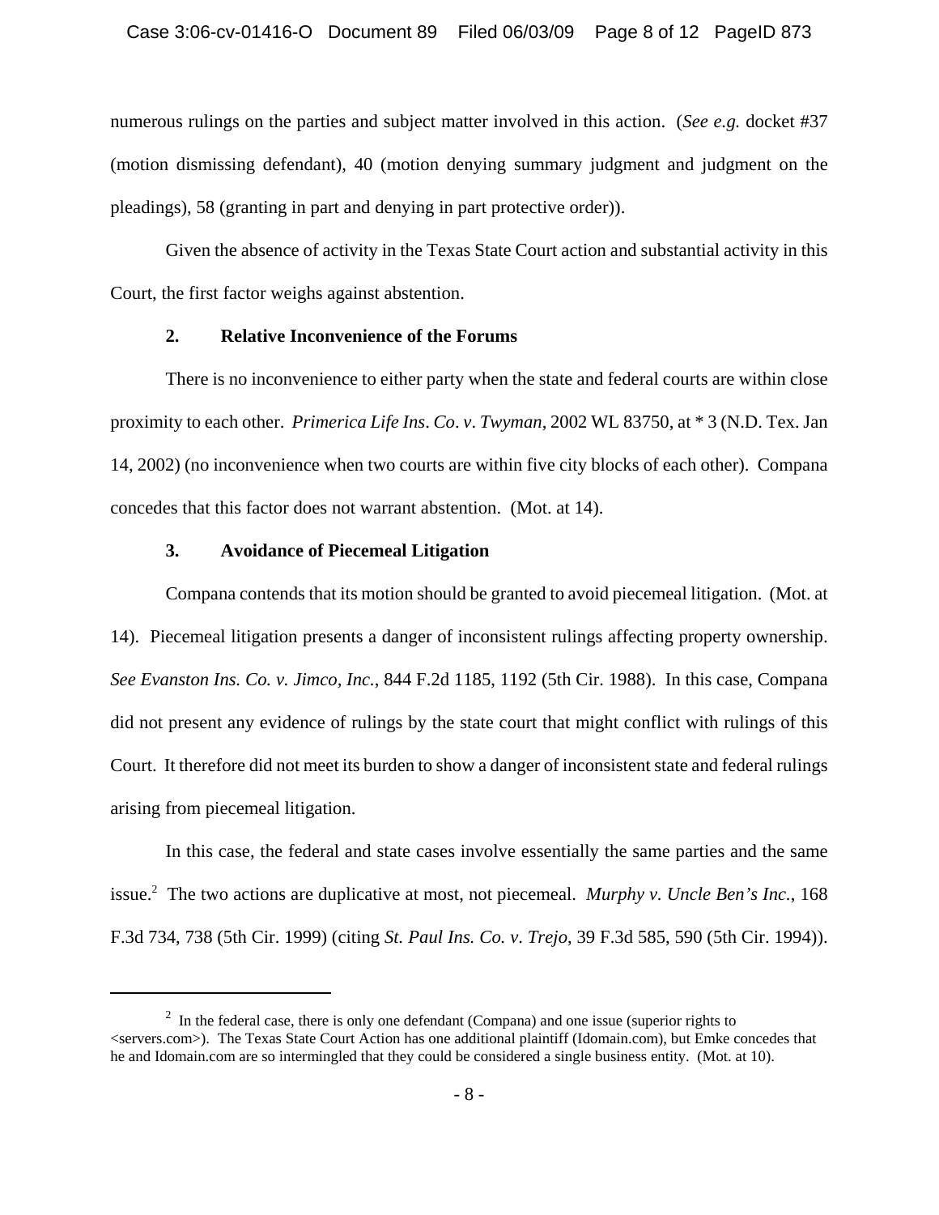numerous rulings on the parties and subject matter involved in this action. (*See e.g.* docket #37 (motion dismissing defendant), 40 (motion denying summary judgment and judgment on the pleadings), 58 (granting in part and denying in part protective order)).

Given the absence of activity in the Texas State Court action and substantial activity in this Court, the first factor weighs against abstention.

### 2. Relative Inconvenience of the Forums

There is no inconvenience to either party when the state and federal courts are within close proximity to each other. *Primerica Life Ins. Co. v. Twyman*, 2002 WL 83750, at * 3 (N.D. Tex. Jan 14, 2002) (no inconvenience when two courts are within five city blocks of each other). Compana concedes that this factor does not warrant abstention. (Mot. at 14).

### 3. Avoidance of Piecemeal Litigation

Compana contends that its motion should be granted to avoid piecemeal litigation. (Mot. at 14). Piecemeal litigation presents a danger of inconsistent rulings affecting property ownership. *See Evanston Ins. Co. v. Jimco, Inc.*, 844 F.2d 1185, 1192 (5th Cir. 1988). In this case, Compana did not present any evidence of rulings by the state court that might conflict with rulings of this Court. It therefore did not meet its burden to show a danger of inconsistent state and federal rulings arising from piecemeal litigation.

In this case, the federal and state cases involve essentially the same parties and the same issue.[2] The two actions are duplicative at most, not piecemeal. *Murphy v. Uncle Ben's Inc.*, 168 F.3d 734, 738 (5th Cir. 1999) (citing *St. Paul Ins. Co. v. Trejo*, 39 F.3d 585, 590 (5th Cir. 1994)).

---

[2] In the federal case, there is only one defendant (Compana) and one issue (superior rights to <servers.com>). The Texas State Court Action has one additional plaintiff (Idomain.com), but Emke concedes that he and Idomain.com are so intermingled that they could be considered a single business entity. (Mot. at 10).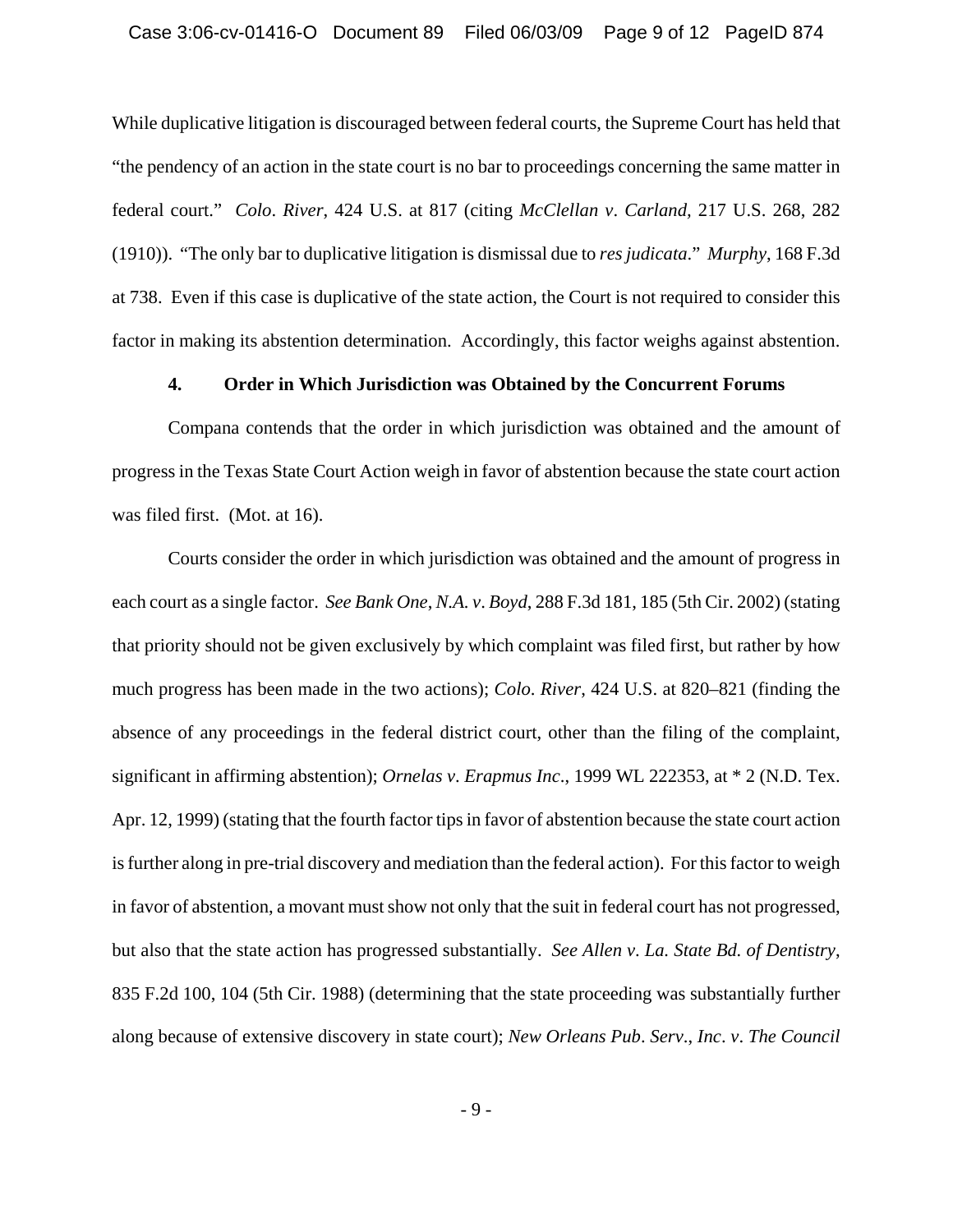While duplicative litigation is discouraged between federal courts, the Supreme Court has held that "the pendency of an action in the state court is no bar to proceedings concerning the same matter in federal court." *Colo. River*, 424 U.S. at 817 (citing *McClellan v. Carland*, 217 U.S. 268, 282 (1910)). "The only bar to duplicative litigation is dismissal due to *res judicata*." *Murphy*, 168 F.3d at 738. Even if this case is duplicative of the state action, the Court is not required to consider this factor in making its abstention determination. Accordingly, this factor weighs against abstention.

#### 4. Order in Which Jurisdiction was Obtained by the Concurrent Forums

Compana contends that the order in which jurisdiction was obtained and the amount of progress in the Texas State Court Action weigh in favor of abstention because the state court action was filed first. (Mot. at 16).

Courts consider the order in which jurisdiction was obtained and the amount of progress in each court as a single factor. *See Bank One, N.A. v. Boyd*, 288 F.3d 181, 185 (5th Cir. 2002) (stating that priority should not be given exclusively by which complaint was filed first, but rather by how much progress has been made in the two actions); *Colo. River*, 424 U.S. at 820–821 (finding the absence of any proceedings in the federal district court, other than the filing of the complaint, significant in affirming abstention); *Ornelas v. Erapmus Inc.*, 1999 WL 222353, at * 2 (N.D. Tex. Apr. 12, 1999) (stating that the fourth factor tips in favor of abstention because the state court action is further along in pre-trial discovery and mediation than the federal action). For this factor to weigh in favor of abstention, a movant must show not only that the suit in federal court has not progressed, but also that the state action has progressed substantially. *See Allen v. La. State Bd. of Dentistry*, 835 F.2d 100, 104 (5th Cir. 1988) (determining that the state proceeding was substantially further along because of extensive discovery in state court); *New Orleans Pub. Serv., Inc. v. The Council*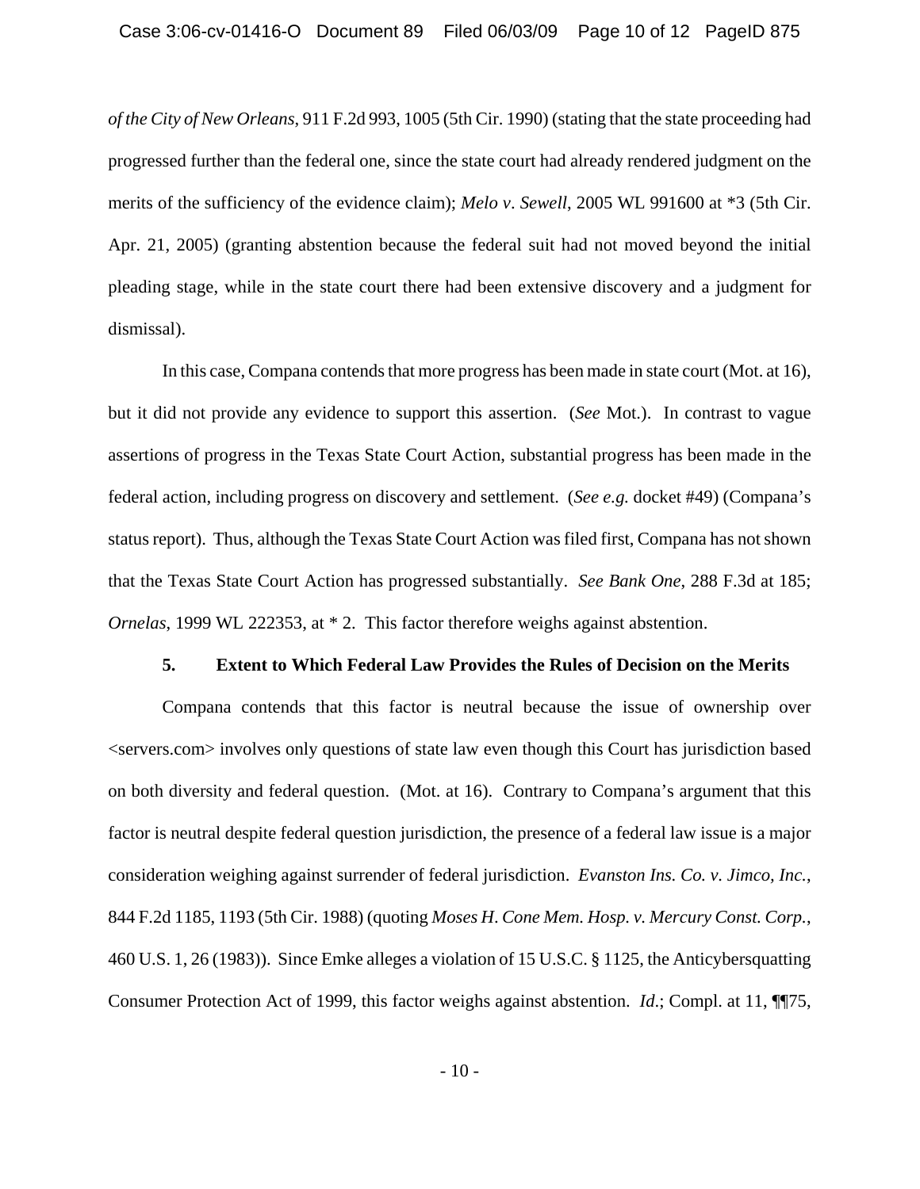*of the City of New Orleans*, 911 F.2d 993, 1005 (5th Cir. 1990) (stating that the state proceeding had progressed further than the federal one, since the state court had already rendered judgment on the merits of the sufficiency of the evidence claim); *Melo v. Sewell*, 2005 WL 991600 at *3 (5th Cir. Apr. 21, 2005) (granting abstention because the federal suit had not moved beyond the initial pleading stage, while in the state court there had been extensive discovery and a judgment for dismissal).

In this case, Compana contends that more progress has been made in state court (Mot. at 16), but it did not provide any evidence to support this assertion. (*See* Mot.). In contrast to vague assertions of progress in the Texas State Court Action, substantial progress has been made in the federal action, including progress on discovery and settlement. (*See e.g.* docket #49) (Compana's status report). Thus, although the Texas State Court Action was filed first, Compana has not shown that the Texas State Court Action has progressed substantially. *See Bank One*, 288 F.3d at 185; *Ornelas*, 1999 WL 222353, at * 2. This factor therefore weighs against abstention.

**5. Extent to Which Federal Law Provides the Rules of Decision on the Merits**

Compana contends that this factor is neutral because the issue of ownership over <servers.com> involves only questions of state law even though this Court has jurisdiction based on both diversity and federal question. (Mot. at 16). Contrary to Compana's argument that this factor is neutral despite federal question jurisdiction, the presence of a federal law issue is a major consideration weighing against surrender of federal jurisdiction. *Evanston Ins. Co. v. Jimco, Inc.*, 844 F.2d 1185, 1193 (5th Cir. 1988) (quoting *Moses H. Cone Mem. Hosp. v. Mercury Const. Corp.*, 460 U.S. 1, 26 (1983)). Since Emke alleges a violation of 15 U.S.C. § 1125, the Anticybersquatting Consumer Protection Act of 1999, this factor weighs against abstention. *Id.*; Compl. at 11, ¶¶75,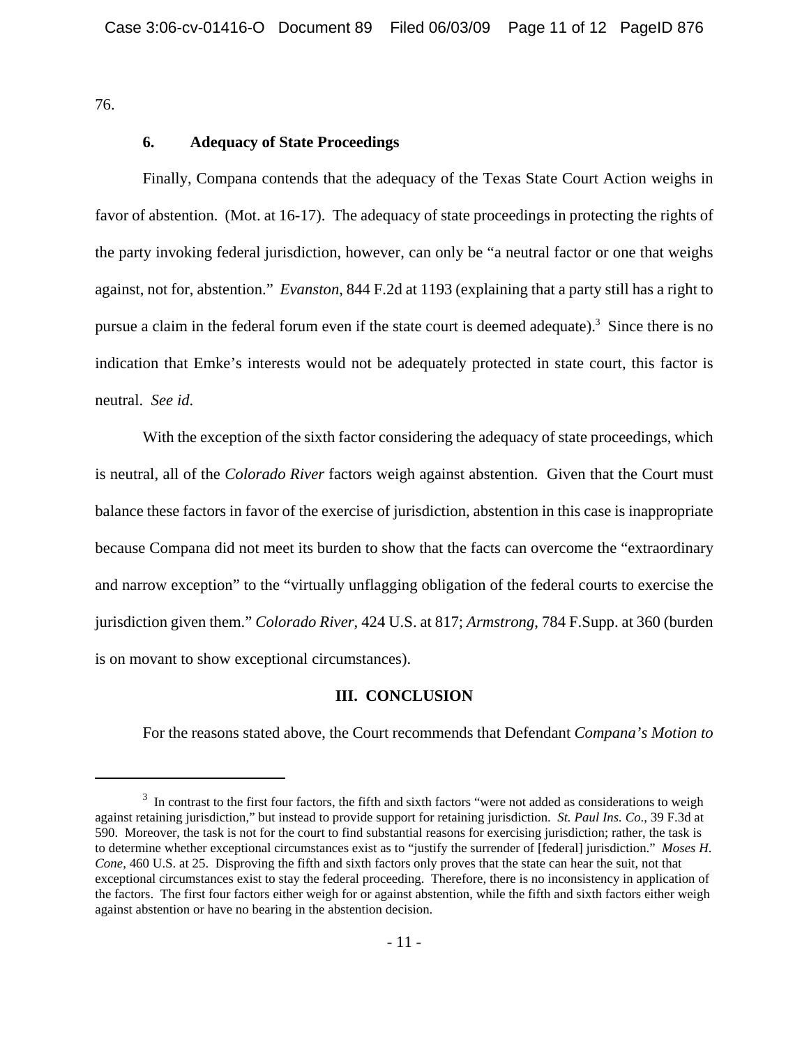76.

### 6. Adequacy of State Proceedings

Finally, Compana contends that the adequacy of the Texas State Court Action weighs in favor of abstention. (Mot. at 16-17). The adequacy of state proceedings in protecting the rights of the party invoking federal jurisdiction, however, can only be "a neutral factor or one that weighs against, not for, abstention." *Evanston*, 844 F.2d at 1193 (explaining that a party still has a right to pursue a claim in the federal forum even if the state court is deemed adequate).[3] Since there is no indication that Emke's interests would not be adequately protected in state court, this factor is neutral. *See id*.

With the exception of the sixth factor considering the adequacy of state proceedings, which is neutral, all of the *Colorado River* factors weigh against abstention. Given that the Court must balance these factors in favor of the exercise of jurisdiction, abstention in this case is inappropriate because Compana did not meet its burden to show that the facts can overcome the "extraordinary and narrow exception" to the "virtually unflagging obligation of the federal courts to exercise the jurisdiction given them." *Colorado River*, 424 U.S. at 817; *Armstrong*, 784 F.Supp. at 360 (burden is on movant to show exceptional circumstances).

## III. CONCLUSION

For the reasons stated above, the Court recommends that Defendant *Compana's Motion to*

---

[3] In contrast to the first four factors, the fifth and sixth factors "were not added as considerations to weigh against retaining jurisdiction," but instead to provide support for retaining jurisdiction. *St. Paul Ins. Co*., 39 F.3d at 590. Moreover, the task is not for the court to find substantial reasons for exercising jurisdiction; rather, the task is to determine whether exceptional circumstances exist as to "justify the surrender of [federal] jurisdiction." *Moses H. Cone*, 460 U.S. at 25. Disproving the fifth and sixth factors only proves that the state can hear the suit, not that exceptional circumstances exist to stay the federal proceeding. Therefore, there is no inconsistency in application of the factors. The first four factors either weigh for or against abstention, while the fifth and sixth factors either weigh against abstention or have no bearing in the abstention decision.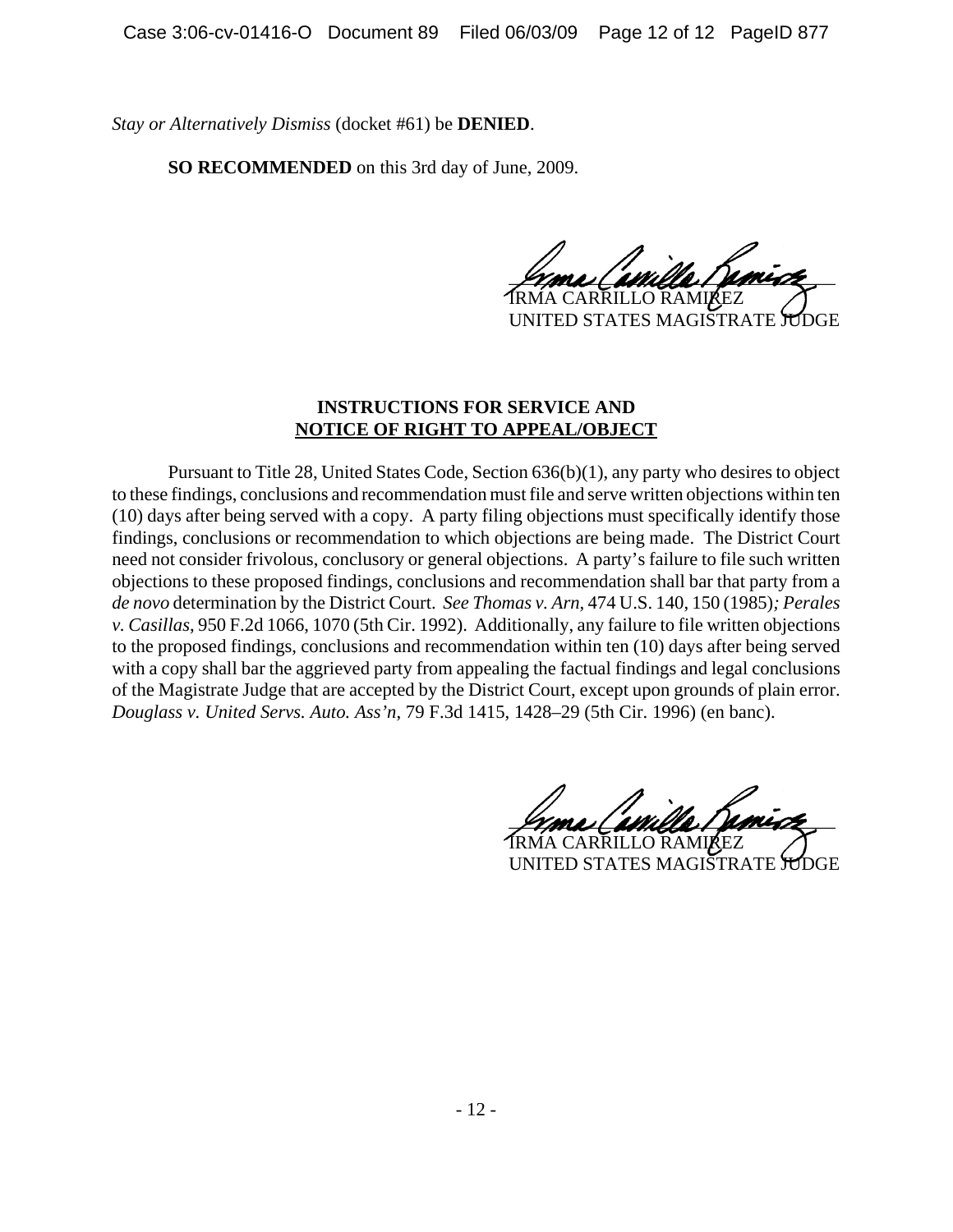*Stay or Alternatively Dismiss* (docket #61) be **DENIED**.

**SO RECOMMENDED** on this 3rd day of June, 2009.

IRMA CARRILLO RAMIREZ
UNITED STATES MAGISTRATE JUDGE

**INSTRUCTIONS FOR SERVICE AND**
**NOTICE OF RIGHT TO APPEAL/OBJECT**

Pursuant to Title 28, United States Code, Section 636(b)(1), any party who desires to object to these findings, conclusions and recommendation must file and serve written objections within ten (10) days after being served with a copy. A party filing objections must specifically identify those findings, conclusions or recommendation to which objections are being made. The District Court need not consider frivolous, conclusory or general objections. A party's failure to file such written objections to these proposed findings, conclusions and recommendation shall bar that party from a *de novo* determination by the District Court. *See Thomas v. Arn*, 474 U.S. 140, 150 (1985); *Perales v. Casillas*, 950 F.2d 1066, 1070 (5th Cir. 1992). Additionally, any failure to file written objections to the proposed findings, conclusions and recommendation within ten (10) days after being served with a copy shall bar the aggrieved party from appealing the factual findings and legal conclusions of the Magistrate Judge that are accepted by the District Court, except upon grounds of plain error. *Douglass v. United Servs. Auto. Ass'n*, 79 F.3d 1415, 1428–29 (5th Cir. 1996) (en banc).

IRMA CARRILLO RAMIREZ
UNITED STATES MAGISTRATE JUDGE